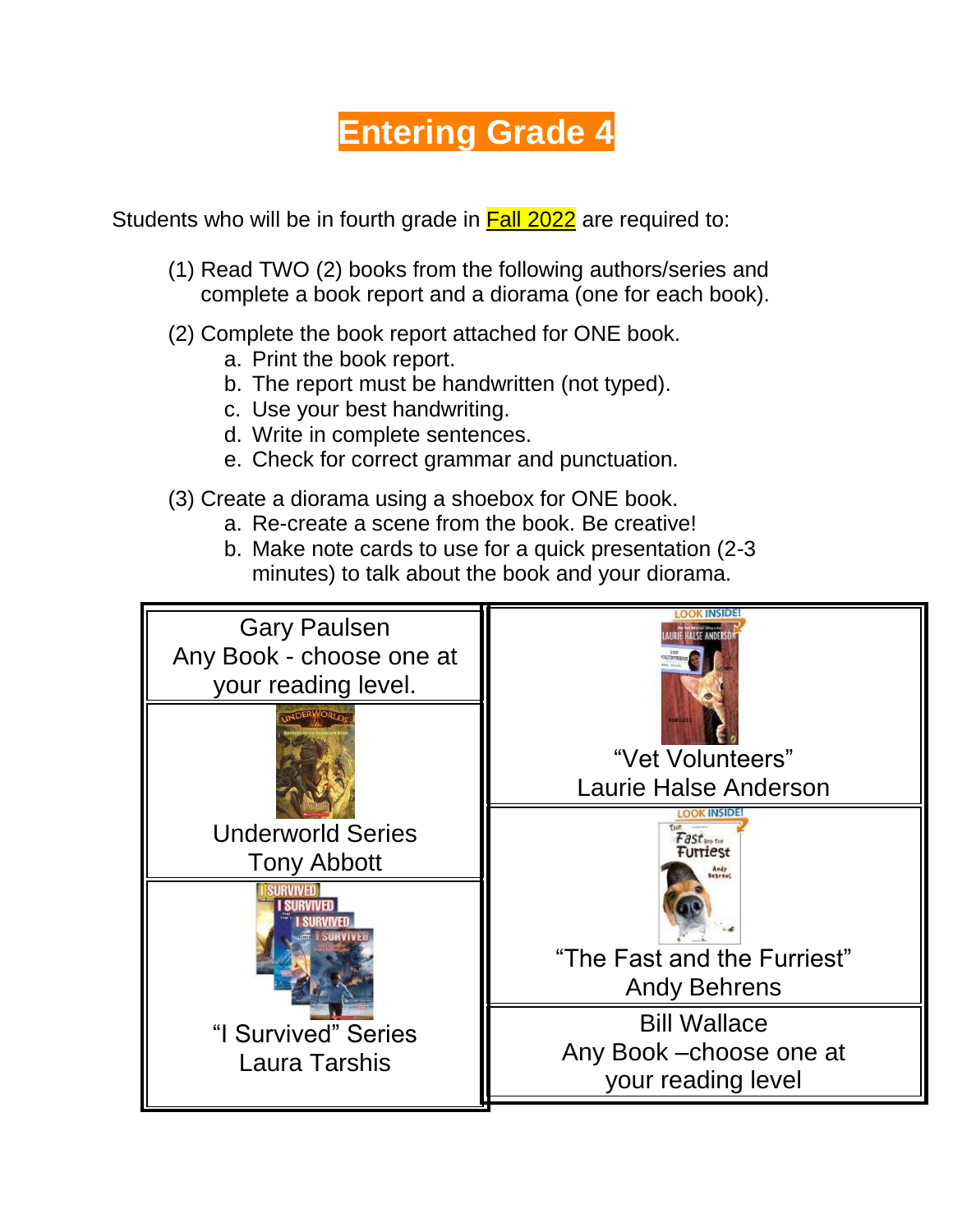# Entering Grade 4

Students who will be in fourth grade in Fall 2022 are required to:

(1) Read TWO (2) books from the following authors/series and complete a book report and a diorama (one for each book).

(2) Complete the book report attached for ONE book.
   a. Print the book report.
   b. The report must be handwritten (not typed).
   c. Use your best handwriting.
   d. Write in complete sentences.
   e. Check for correct grammar and punctuation.

(3) Create a diorama using a shoebox for ONE book.
   a. Re-create a scene from the book. Be creative!
   b. Make note cards to use for a quick presentation (2-3 minutes) to talk about the book and your diorama.

| | |
|---|---|
| Gary Paulsen<br>Any Book - choose one at your reading level. | "Vet Volunteers"<br>Laurie Halse Anderson |
| Underworld Series<br>Tony Abbott | "The Fast and the Furriest"<br>Andy Behrens |
| "I Survived" Series<br>Laura Tarshis | Bill Wallace<br>Any Book –choose one at your reading level |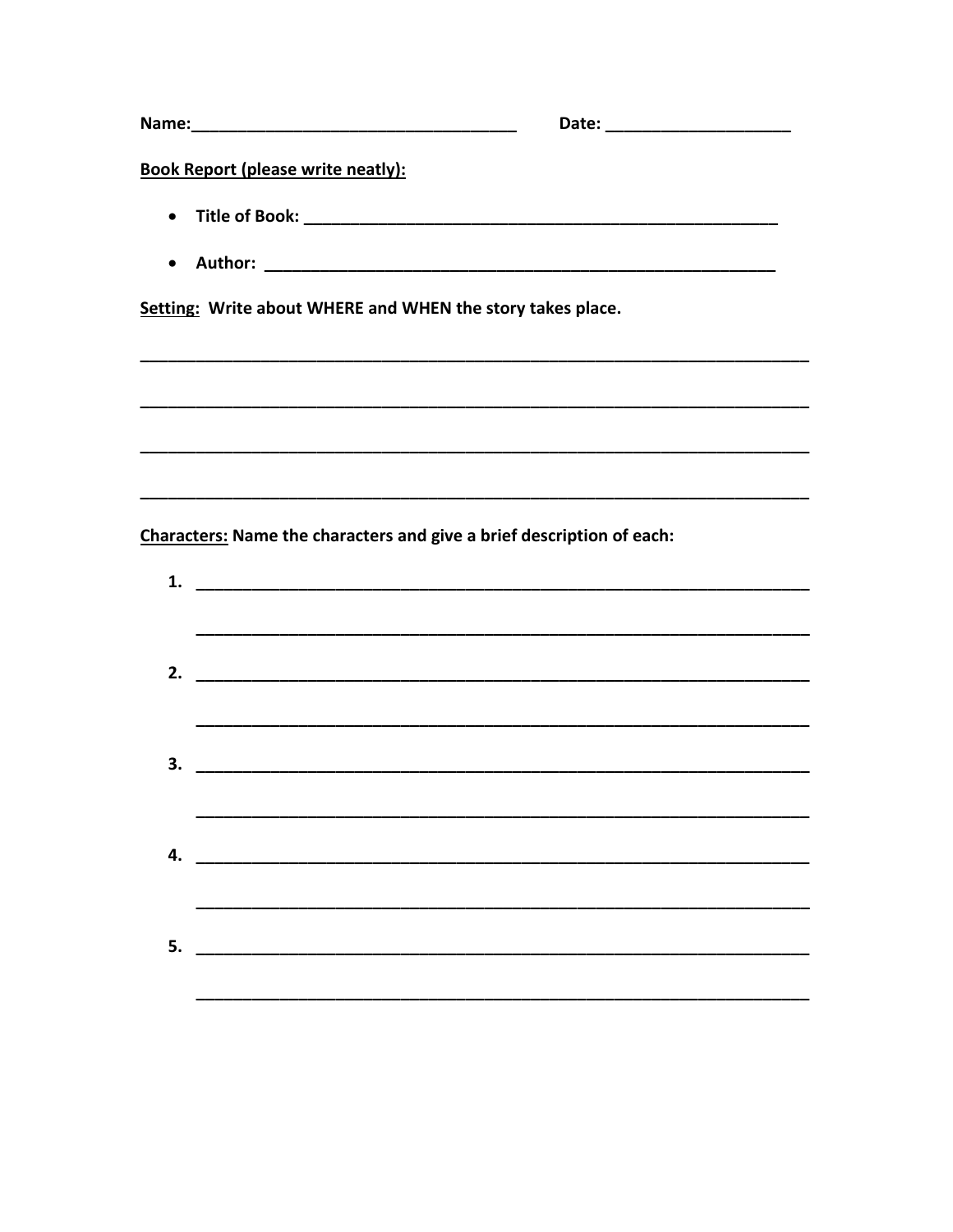**Name:**___________________________________ **Date:** ____________________

**<u>Book Report (please write neatly):</u>**

- **Title of Book:** ______________________________________________________
- **Author:** _________________________________________________________

**<u>Setting:</u> Write about WHERE and WHEN the story takes place.**

_____________________________________________________________________________

_____________________________________________________________________________

_____________________________________________________________________________

_____________________________________________________________________________

**<u>Characters:</u> Name the characters and give a brief description of each:**

1. ______________________________________________________________________

   ______________________________________________________________________

2. ______________________________________________________________________

   ______________________________________________________________________

3. ______________________________________________________________________

   ______________________________________________________________________

4. ______________________________________________________________________

   ______________________________________________________________________

5. ______________________________________________________________________

   ______________________________________________________________________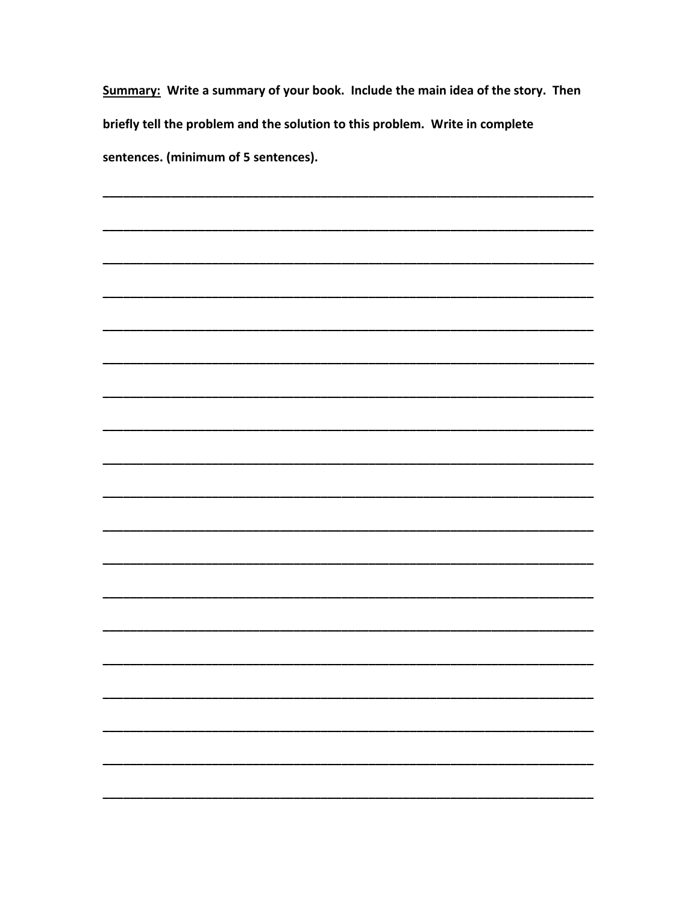**<u>Summary:</u> Write a summary of your book. Include the main idea of the story. Then briefly tell the problem and the solution to this problem. Write in complete sentences. (minimum of 5 sentences).**

___________________________________________________________________________

___________________________________________________________________________

___________________________________________________________________________

___________________________________________________________________________

___________________________________________________________________________

___________________________________________________________________________

___________________________________________________________________________

___________________________________________________________________________

___________________________________________________________________________

___________________________________________________________________________

___________________________________________________________________________

___________________________________________________________________________

___________________________________________________________________________

___________________________________________________________________________

___________________________________________________________________________

___________________________________________________________________________

___________________________________________________________________________

___________________________________________________________________________

___________________________________________________________________________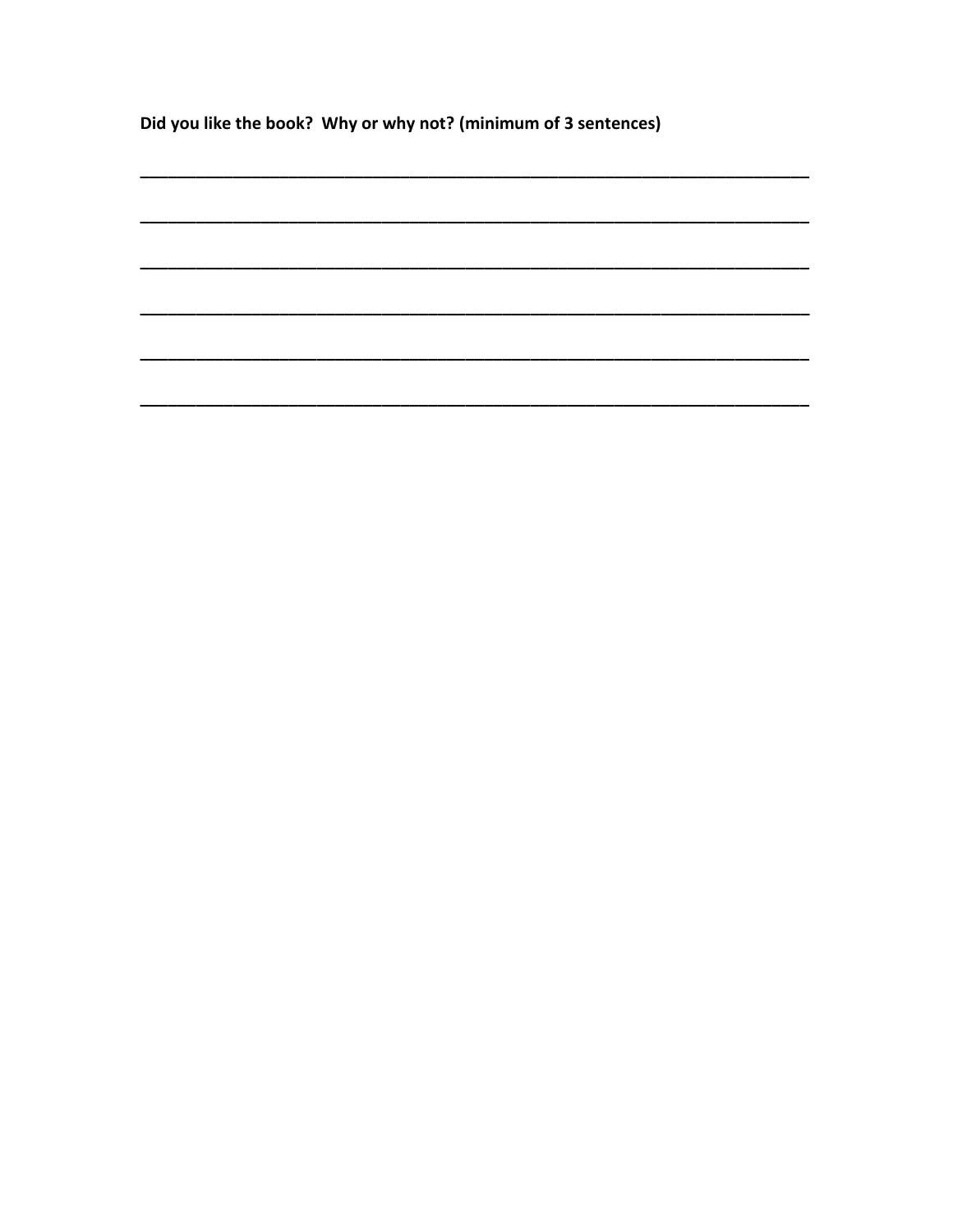**Did you like the book? Why or why not? (minimum of 3 sentences)**

______________________________________________________________________________

______________________________________________________________________________

______________________________________________________________________________

______________________________________________________________________________

______________________________________________________________________________

______________________________________________________________________________